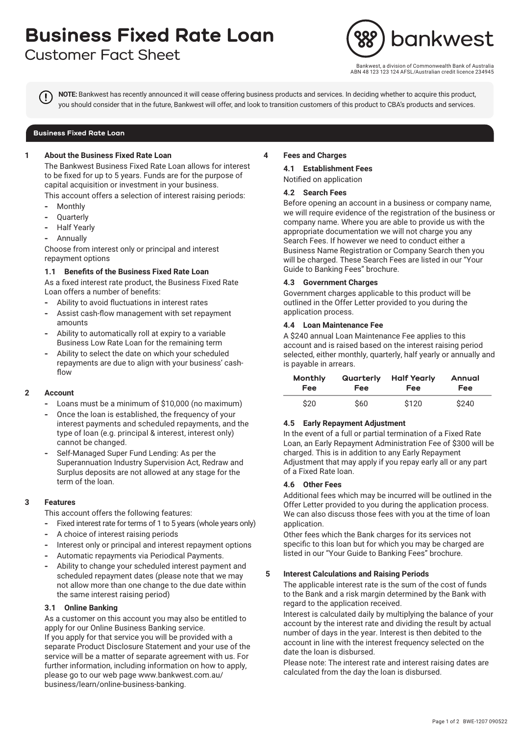# Business Fixed Rate Loan

## Customer Fact Sheet

bankwest

Bankwest, a division of Commonwealth Bank of Australia
ABN 48 123 123 124 AFSL/Australian credit licence 234945

**NOTE:** Bankwest has recently announced it will cease offering business products and services. In deciding whether to acquire this product, you should consider that in the future, Bankwest will offer, and look to transition customers of this product to CBA's products and services.

**Business Fixed Rate Loan**

### 1 About the Business Fixed Rate Loan

The Bankwest Business Fixed Rate Loan allows for interest to be fixed for up to 5 years. Funds are for the purpose of capital acquisition or investment in your business.

This account offers a selection of interest raising periods:

- Monthly
- Quarterly
- Half Yearly
- Annually

Choose from interest only or principal and interest repayment options

#### 1.1 Benefits of the Business Fixed Rate Loan

As a fixed interest rate product, the Business Fixed Rate Loan offers a number of benefits:

- Ability to avoid fluctuations in interest rates
- Assist cash-flow management with set repayment amounts
- Ability to automatically roll at expiry to a variable Business Low Rate Loan for the remaining term
- Ability to select the date on which your scheduled repayments are due to align with your business' cash-flow

### 2 Account

- Loans must be a minimum of $10,000 (no maximum)
- Once the loan is established, the frequency of your interest payments and scheduled repayments, and the type of loan (e.g. principal & interest, interest only) cannot be changed.
- Self-Managed Super Fund Lending: As per the Superannuation Industry Supervision Act, Redraw and Surplus deposits are not allowed at any stage for the term of the loan.

### 3 Features

This account offers the following features:

- Fixed interest rate for terms of 1 to 5 years (whole years only)
- A choice of interest raising periods
- Interest only or principal and interest repayment options
- Automatic repayments via Periodical Payments.
- Ability to change your scheduled interest payment and scheduled repayment dates (please note that we may not allow more than one change to the due date within the same interest raising period)

#### 3.1 Online Banking

As a customer on this account you may also be entitled to apply for our Online Business Banking service.

If you apply for that service you will be provided with a separate Product Disclosure Statement and your use of the service will be a matter of separate agreement with us. For further information, including information on how to apply, please go to our web page www.bankwest.com.au/business/learn/online-business-banking.

### 4 Fees and Charges

#### 4.1 Establishment Fees

Notified on application

#### 4.2 Search Fees

Before opening an account in a business or company name, we will require evidence of the registration of the business or company name. Where you are able to provide us with the appropriate documentation we will not charge you any Search Fees. If however we need to conduct either a Business Name Registration or Company Search then you will be charged. These Search Fees are listed in our "Your Guide to Banking Fees" brochure.

#### 4.3 Government Charges

Government charges applicable to this product will be outlined in the Offer Letter provided to you during the application process.

#### 4.4 Loan Maintenance Fee

A $240 annual Loan Maintenance Fee applies to this account and is raised based on the interest raising period selected, either monthly, quarterly, half yearly or annually and is payable in arrears.

| Monthly Fee | Quarterly Fee | Half Yearly Fee | Annual Fee |
|---|---|---|---|
| $20 | $60 | $120 | $240 |

#### 4.5 Early Repayment Adjustment

In the event of a full or partial termination of a Fixed Rate Loan, an Early Repayment Administration Fee of $300 will be charged. This is in addition to any Early Repayment Adjustment that may apply if you repay early all or any part of a Fixed Rate loan.

#### 4.6 Other Fees

Additional fees which may be incurred will be outlined in the Offer Letter provided to you during the application process. We can also discuss those fees with you at the time of loan application.

Other fees which the Bank charges for its services not specific to this loan but for which you may be charged are listed in our "Your Guide to Banking Fees" brochure.

### 5 Interest Calculations and Raising Periods

The applicable interest rate is the sum of the cost of funds to the Bank and a risk margin determined by the Bank with regard to the application received.

Interest is calculated daily by multiplying the balance of your account by the interest rate and dividing the result by actual number of days in the year. Interest is then debited to the account in line with the interest frequency selected on the date the loan is disbursed.

Please note: The interest rate and interest raising dates are calculated from the day the loan is disbursed.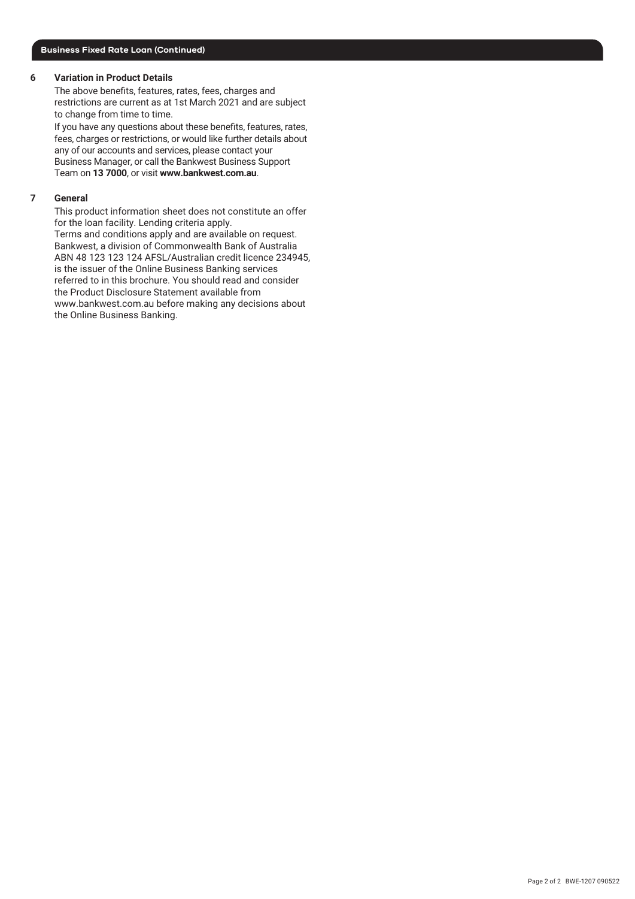## Business Fixed Rate Loan (Continued)

### 6 Variation in Product Details

The above benefits, features, rates, fees, charges and restrictions are current as at 1st March 2021 and are subject to change from time to time.

If you have any questions about these benefits, features, rates, fees, charges or restrictions, or would like further details about any of our accounts and services, please contact your Business Manager, or call the Bankwest Business Support Team on **13 7000**, or visit **www.bankwest.com.au**.

### 7 General

This product information sheet does not constitute an offer for the loan facility. Lending criteria apply.

Terms and conditions apply and are available on request.

Bankwest, a division of Commonwealth Bank of Australia ABN 48 123 123 124 AFSL/Australian credit licence 234945, is the issuer of the Online Business Banking services referred to in this brochure. You should read and consider the Product Disclosure Statement available from www.bankwest.com.au before making any decisions about the Online Business Banking.

BWE-1207 090522